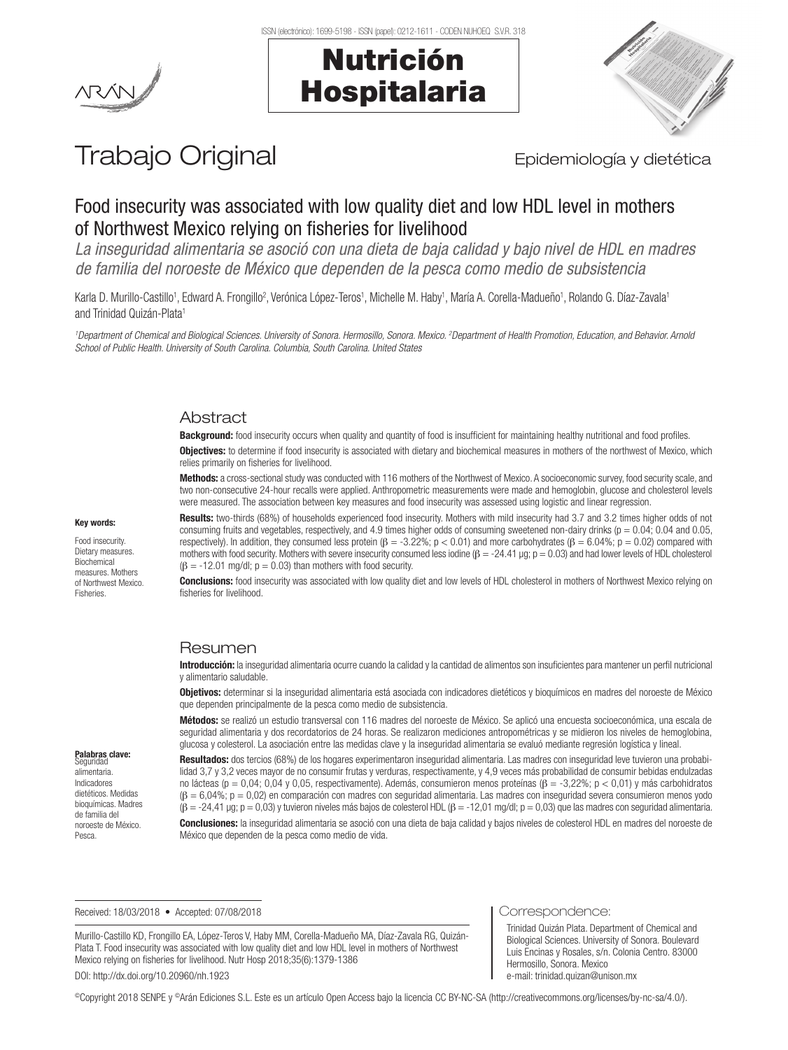# Trabajo Original

Epidemiología y dietética

## Food insecurity was associated with low quality diet and low HDL level in mothers of Northwest Mexico relying on fisheries for livelihood

*La inseguridad alimentaria se asoció con una dieta de baja calidad y bajo nivel de HDL en madres de familia del noroeste de México que dependen de la pesca como medio de subsistencia*

Karla D. Murillo-Castillo[1], Edward A. Frongillo[2], Verónica López-Teros[1], Michelle M. Haby[1], María A. Corella-Madueño[1], Rolando G. Díaz-Zavala[1] and Trinidad Quizán-Plata[1]

[1]Department of Chemical and Biological Sciences. University of Sonora. Hermosillo, Sonora. Mexico. [2]Department of Health Promotion, Education, and Behavior. Arnold School of Public Health. University of South Carolina. Columbia, South Carolina. United States

### Abstract

**Background:** food insecurity occurs when quality and quantity of food is insufficient for maintaining healthy nutritional and food profiles.

**Objectives:** to determine if food insecurity is associated with dietary and biochemical measures in mothers of the northwest of Mexico, which relies primarily on fisheries for livelihood.

**Methods:** a cross-sectional study was conducted with 116 mothers of the Northwest of Mexico. A socioeconomic survey, food security scale, and two non-consecutive 24-hour recalls were applied. Anthropometric measurements were made and hemoglobin, glucose and cholesterol levels were measured. The association between key measures and food insecurity was assessed using logistic and linear regression.

**Results:** two-thirds (68%) of households experienced food insecurity. Mothers with mild insecurity had 3.7 and 3.2 times higher odds of not consuming fruits and vegetables, respectively, and 4.9 times higher odds of consuming sweetened non-dairy drinks ($p = 0.04$; 0.04 and 0.05, respectively). In addition, they consumed less protein ($\beta = -3.22\%$; $p < 0.01$) and more carbohydrates ($\beta = 6.04\%$; $p = 0.02$) compared with mothers with food security. Mothers with severe insecurity consumed less iodine ($\beta = -24.41$ µg; $p = 0.03$) and had lower levels of HDL cholesterol ($\beta = -12.01$ mg/dl; $p = 0.03$) than mothers with food security.

**Conclusions:** food insecurity was associated with low quality diet and low levels of HDL cholesterol in mothers of Northwest Mexico relying on fisheries for livelihood.

**Key words:**

Food insecurity. Dietary measures. Biochemical measures. Mothers of Northwest Mexico. Fisheries.

### Resumen

**Introducción:** la inseguridad alimentaria ocurre cuando la calidad y la cantidad de alimentos son insuficientes para mantener un perfil nutricional y alimentario saludable.

**Objetivos:** determinar si la inseguridad alimentaria está asociada con indicadores dietéticos y bioquímicos en madres del noroeste de México que dependen principalmente de la pesca como medio de subsistencia.

**Métodos:** se realizó un estudio transversal con 116 madres del noroeste de México. Se aplicó una encuesta socioeconómica, una escala de seguridad alimentaria y dos recordatorios de 24 horas. Se realizaron mediciones antropométricas y se midieron los niveles de hemoglobina, glucosa y colesterol. La asociación entre las medidas clave y la inseguridad alimentaria se evaluó mediante regresión logística y lineal.

**Resultados:** dos tercios (68%) de los hogares experimentaron inseguridad alimentaria. Las madres con inseguridad leve tuvieron una probabilidad 3,7 y 3,2 veces mayor de no consumir frutas y verduras, respectivamente, y 4,9 veces más probabilidad de consumir bebidas endulzadas no lácteas ($p = 0,04$; 0,04 y 0,05, respectivamente). Además, consumieron menos proteínas ($\beta = -3,22\%$; $p < 0,01$) y más carbohidratos ($\beta = 6,04\%$; $p = 0,02$) en comparación con madres con seguridad alimentaria. Las madres con inseguridad severa consumieron menos yodo ($\beta = -24,41$ µg; $p = 0,03$) y tuvieron niveles más bajos de colesterol HDL ($\beta = -12,01$ mg/dl; $p = 0,03$) que las madres con seguridad alimentaria.

**Conclusiones:** la inseguridad alimentaria se asoció con una dieta de baja calidad y bajos niveles de colesterol HDL en madres del noroeste de México que dependen de la pesca como medio de vida.

**Palabras clave:**

Seguridad alimentaria. Indicadores dietéticos. Medidas bioquímicas. Madres de familia del noroeste de México. Pesca.

Received: 18/03/2018 • Accepted: 07/08/2018

Murillo-Castillo KD, Frongillo EA, López-Teros V, Haby MM, Corella-Madueño MA, Díaz-Zavala RG, Quizán-Plata T. Food insecurity was associated with low quality diet and low HDL level in mothers of Northwest Mexico relying on fisheries for livelihood. Nutr Hosp 2018;35(6):1379-1386

DOI: http://dx.doi.org/10.20960/nh.1923

Correspondence:

Trinidad Quizán Plata. Department of Chemical and Biological Sciences. University of Sonora. Boulevard Luis Encinas y Rosales, s/n. Colonia Centro. 83000 Hermosillo, Sonora. Mexico
e-mail: trinidad.quizan@unison.mx

©Copyright 2018 SENPE y ©Arán Ediciones S.L. Este es un artículo Open Access bajo la licencia CC BY-NC-SA (http://creativecommons.org/licenses/by-nc-sa/4.0/).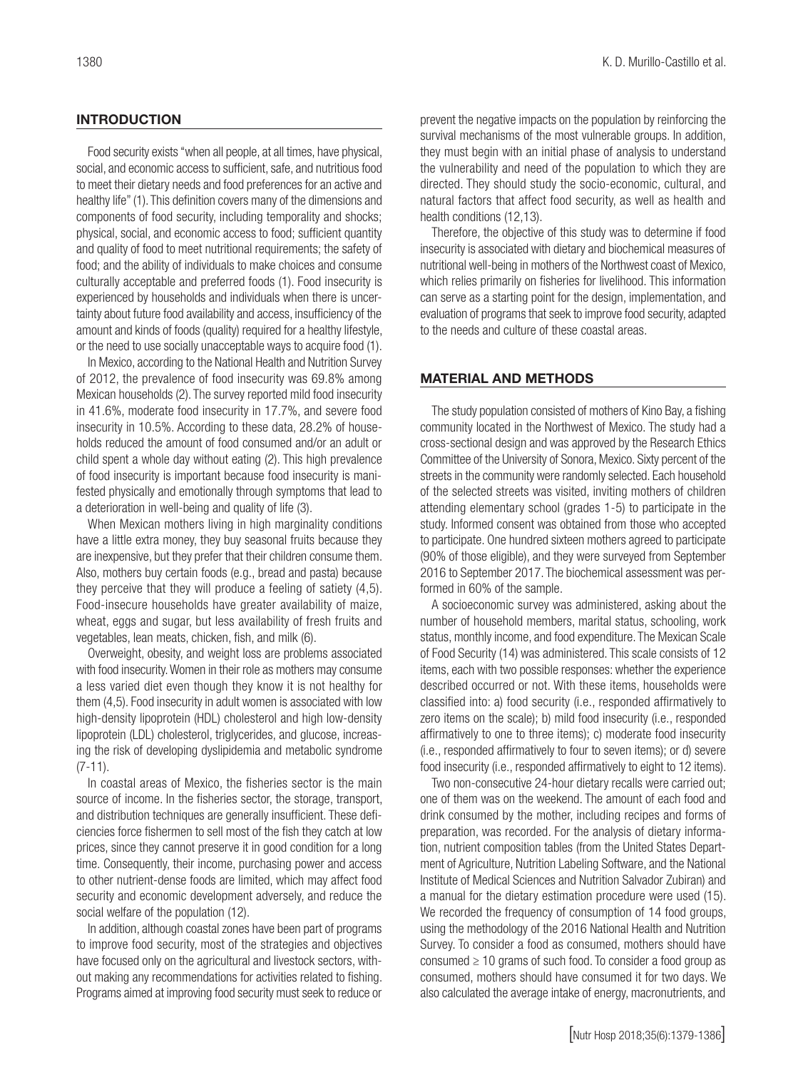## INTRODUCTION

Food security exists "when all people, at all times, have physical, social, and economic access to sufficient, safe, and nutritious food to meet their dietary needs and food preferences for an active and healthy life" (1). This definition covers many of the dimensions and components of food security, including temporality and shocks; physical, social, and economic access to food; sufficient quantity and quality of food to meet nutritional requirements; the safety of food; and the ability of individuals to make choices and consume culturally acceptable and preferred foods (1). Food insecurity is experienced by households and individuals when there is uncertainty about future food availability and access, insufficiency of the amount and kinds of foods (quality) required for a healthy lifestyle, or the need to use socially unacceptable ways to acquire food (1).

In Mexico, according to the National Health and Nutrition Survey of 2012, the prevalence of food insecurity was 69.8% among Mexican households (2). The survey reported mild food insecurity in 41.6%, moderate food insecurity in 17.7%, and severe food insecurity in 10.5%. According to these data, 28.2% of households reduced the amount of food consumed and/or an adult or child spent a whole day without eating (2). This high prevalence of food insecurity is important because food insecurity is manifested physically and emotionally through symptoms that lead to a deterioration in well-being and quality of life (3).

When Mexican mothers living in high marginality conditions have a little extra money, they buy seasonal fruits because they are inexpensive, but they prefer that their children consume them. Also, mothers buy certain foods (e.g., bread and pasta) because they perceive that they will produce a feeling of satiety (4,5). Food-insecure households have greater availability of maize, wheat, eggs and sugar, but less availability of fresh fruits and vegetables, lean meats, chicken, fish, and milk (6).

Overweight, obesity, and weight loss are problems associated with food insecurity. Women in their role as mothers may consume a less varied diet even though they know it is not healthy for them (4,5). Food insecurity in adult women is associated with low high-density lipoprotein (HDL) cholesterol and high low-density lipoprotein (LDL) cholesterol, triglycerides, and glucose, increasing the risk of developing dyslipidemia and metabolic syndrome (7-11).

In coastal areas of Mexico, the fisheries sector is the main source of income. In the fisheries sector, the storage, transport, and distribution techniques are generally insufficient. These deficiencies force fishermen to sell most of the fish they catch at low prices, since they cannot preserve it in good condition for a long time. Consequently, their income, purchasing power and access to other nutrient-dense foods are limited, which may affect food security and economic development adversely, and reduce the social welfare of the population (12).

In addition, although coastal zones have been part of programs to improve food security, most of the strategies and objectives have focused only on the agricultural and livestock sectors, without making any recommendations for activities related to fishing. Programs aimed at improving food security must seek to reduce or prevent the negative impacts on the population by reinforcing the survival mechanisms of the most vulnerable groups. In addition, they must begin with an initial phase of analysis to understand the vulnerability and need of the population to which they are directed. They should study the socio-economic, cultural, and natural factors that affect food security, as well as health and health conditions (12,13).

Therefore, the objective of this study was to determine if food insecurity is associated with dietary and biochemical measures of nutritional well-being in mothers of the Northwest coast of Mexico, which relies primarily on fisheries for livelihood. This information can serve as a starting point for the design, implementation, and evaluation of programs that seek to improve food security, adapted to the needs and culture of these coastal areas.

## MATERIAL AND METHODS

The study population consisted of mothers of Kino Bay, a fishing community located in the Northwest of Mexico. The study had a cross-sectional design and was approved by the Research Ethics Committee of the University of Sonora, Mexico. Sixty percent of the streets in the community were randomly selected. Each household of the selected streets was visited, inviting mothers of children attending elementary school (grades 1-5) to participate in the study. Informed consent was obtained from those who accepted to participate. One hundred sixteen mothers agreed to participate (90% of those eligible), and they were surveyed from September 2016 to September 2017. The biochemical assessment was performed in 60% of the sample.

A socioeconomic survey was administered, asking about the number of household members, marital status, schooling, work status, monthly income, and food expenditure. The Mexican Scale of Food Security (14) was administered. This scale consists of 12 items, each with two possible responses: whether the experience described occurred or not. With these items, households were classified into: a) food security (i.e., responded affirmatively to zero items on the scale); b) mild food insecurity (i.e., responded affirmatively to one to three items); c) moderate food insecurity (i.e., responded affirmatively to four to seven items); or d) severe food insecurity (i.e., responded affirmatively to eight to 12 items).

Two non-consecutive 24-hour dietary recalls were carried out; one of them was on the weekend. The amount of each food and drink consumed by the mother, including recipes and forms of preparation, was recorded. For the analysis of dietary information, nutrient composition tables (from the United States Department of Agriculture, Nutrition Labeling Software, and the National Institute of Medical Sciences and Nutrition Salvador Zubiran) and a manual for the dietary estimation procedure were used (15). We recorded the frequency of consumption of 14 food groups, using the methodology of the 2016 National Health and Nutrition Survey. To consider a food as consumed, mothers should have consumed $\geq$ 10 grams of such food. To consider a food group as consumed, mothers should have consumed it for two days. We also calculated the average intake of energy, macronutrients, and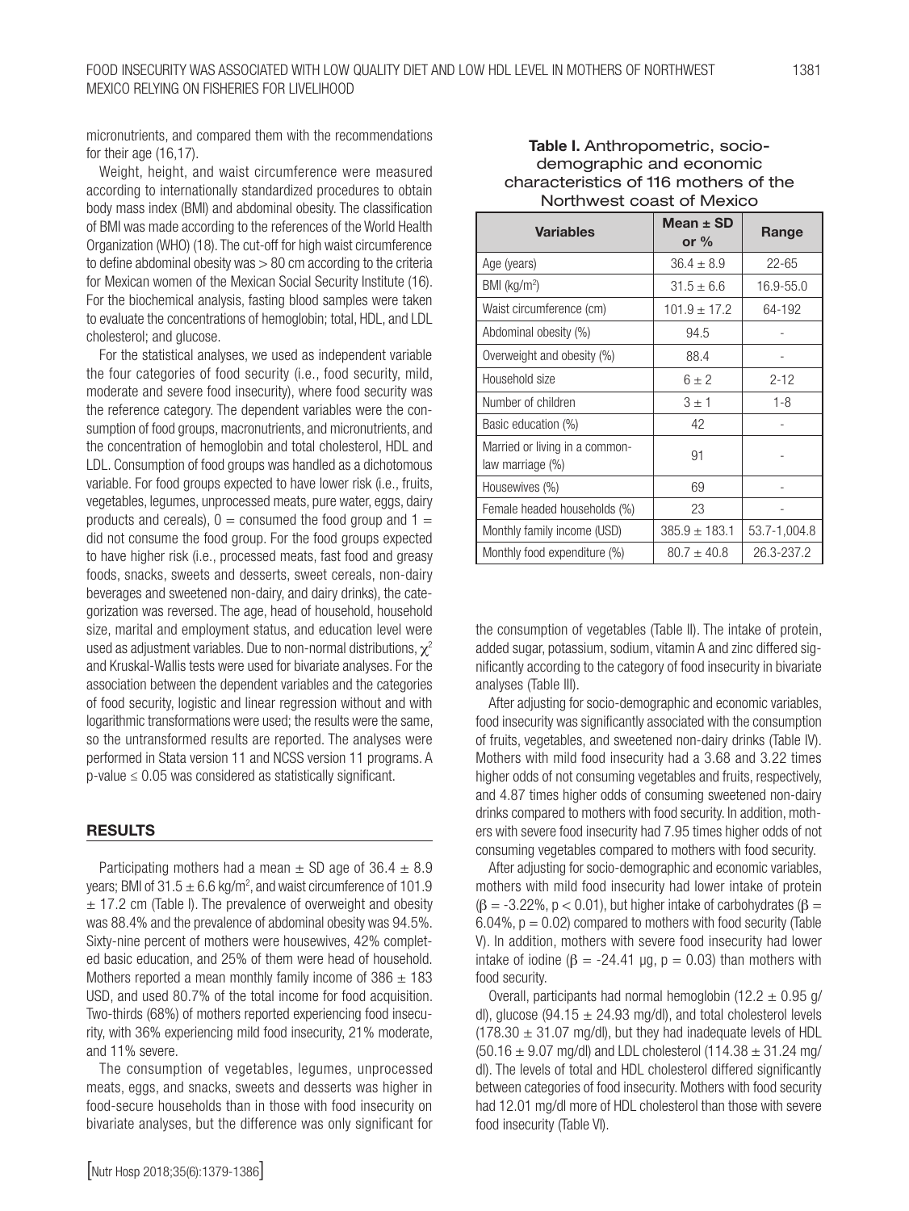micronutrients, and compared them with the recommendations for their age (16,17).

Weight, height, and waist circumference were measured according to internationally standardized procedures to obtain body mass index (BMI) and abdominal obesity. The classification of BMI was made according to the references of the World Health Organization (WHO) (18). The cut-off for high waist circumference to define abdominal obesity was > 80 cm according to the criteria for Mexican women of the Mexican Social Security Institute (16). For the biochemical analysis, fasting blood samples were taken to evaluate the concentrations of hemoglobin; total, HDL, and LDL cholesterol; and glucose.

For the statistical analyses, we used as independent variable the four categories of food security (i.e., food security, mild, moderate and severe food insecurity), where food security was the reference category. The dependent variables were the consumption of food groups, macronutrients, and micronutrients, and the concentration of hemoglobin and total cholesterol, HDL and LDL. Consumption of food groups was handled as a dichotomous variable. For food groups expected to have lower risk (i.e., fruits, vegetables, legumes, unprocessed meats, pure water, eggs, dairy products and cereals), 0 = consumed the food group and 1 = did not consume the food group. For the food groups expected to have higher risk (i.e., processed meats, fast food and greasy foods, snacks, sweets and desserts, sweet cereals, non-dairy beverages and sweetened non-dairy, and dairy drinks), the categorization was reversed. The age, head of household, household size, marital and employment status, and education level were used as adjustment variables. Due to non-normal distributions, $\chi^2$ and Kruskal-Wallis tests were used for bivariate analyses. For the association between the dependent variables and the categories of food security, logistic and linear regression without and with logarithmic transformations were used; the results were the same, so the untransformed results are reported. The analyses were performed in Stata version 11 and NCSS version 11 programs. A p-value $\leq$ 0.05 was considered as statistically significant.

## RESULTS

Participating mothers had a mean $\pm$ SD age of 36.4 $\pm$ 8.9 years; BMI of 31.5 $\pm$ 6.6 kg/m$^2$, and waist circumference of 101.9 $\pm$ 17.2 cm (Table I). The prevalence of overweight and obesity was 88.4% and the prevalence of abdominal obesity was 94.5%. Sixty-nine percent of mothers were housewives, 42% completed basic education, and 25% of them were head of household. Mothers reported a mean monthly family income of 386 $\pm$ 183 USD, and used 80.7% of the total income for food acquisition. Two-thirds (68%) of mothers reported experiencing food insecurity, with 36% experiencing mild food insecurity, 21% moderate, and 11% severe.

The consumption of vegetables, legumes, unprocessed meats, eggs, and snacks, sweets and desserts was higher in food-secure households than in those with food insecurity on bivariate analyses, but the difference was only significant for the consumption of vegetables (Table II). The intake of protein, added sugar, potassium, sodium, vitamin A and zinc differed significantly according to the category of food insecurity in bivariate analyses (Table III).

**Table I.** Anthropometric, socio-demographic and economic characteristics of 116 mothers of the Northwest coast of Mexico

| Variables | Mean ± SD or % | Range |
|---|---|---|
| Age (years) | 36.4 ± 8.9 | 22-65 |
| BMI (kg/m$^2$) | 31.5 ± 6.6 | 16.9-55.0 |
| Waist circumference (cm) | 101.9 ± 17.2 | 64-192 |
| Abdominal obesity (%) | 94.5 | - |
| Overweight and obesity (%) | 88.4 | - |
| Household size | 6 ± 2 | 2-12 |
| Number of children | 3 ± 1 | 1-8 |
| Basic education (%) | 42 | - |
| Married or living in a common-law marriage (%) | 91 | - |
| Housewives (%) | 69 | - |
| Female headed households (%) | 23 | - |
| Monthly family income (USD) | 385.9 ± 183.1 | 53.7-1,004.8 |
| Monthly food expenditure (%) | 80.7 ± 40.8 | 26.3-237.2 |

After adjusting for socio-demographic and economic variables, food insecurity was significantly associated with the consumption of fruits, vegetables, and sweetened non-dairy drinks (Table IV). Mothers with mild food insecurity had a 3.68 and 3.22 times higher odds of not consuming vegetables and fruits, respectively, and 4.87 times higher odds of consuming sweetened non-dairy drinks compared to mothers with food security. In addition, mothers with severe food insecurity had 7.95 times higher odds of not consuming vegetables compared to mothers with food security.

After adjusting for socio-demographic and economic variables, mothers with mild food insecurity had lower intake of protein ($\beta$ = -3.22%, p < 0.01), but higher intake of carbohydrates ($\beta$ = 6.04%, p = 0.02) compared to mothers with food security (Table V). In addition, mothers with severe food insecurity had lower intake of iodine ($\beta$ = -24.41 µg, p = 0.03) than mothers with food security.

Overall, participants had normal hemoglobin (12.2 $\pm$ 0.95 g/dl), glucose (94.15 $\pm$ 24.93 mg/dl), and total cholesterol levels (178.30 $\pm$ 31.07 mg/dl), but they had inadequate levels of HDL (50.16 $\pm$ 9.07 mg/dl) and LDL cholesterol (114.38 $\pm$ 31.24 mg/dl). The levels of total and HDL cholesterol differed significantly between categories of food insecurity. Mothers with food security had 12.01 mg/dl more of HDL cholesterol than those with severe food insecurity (Table VI).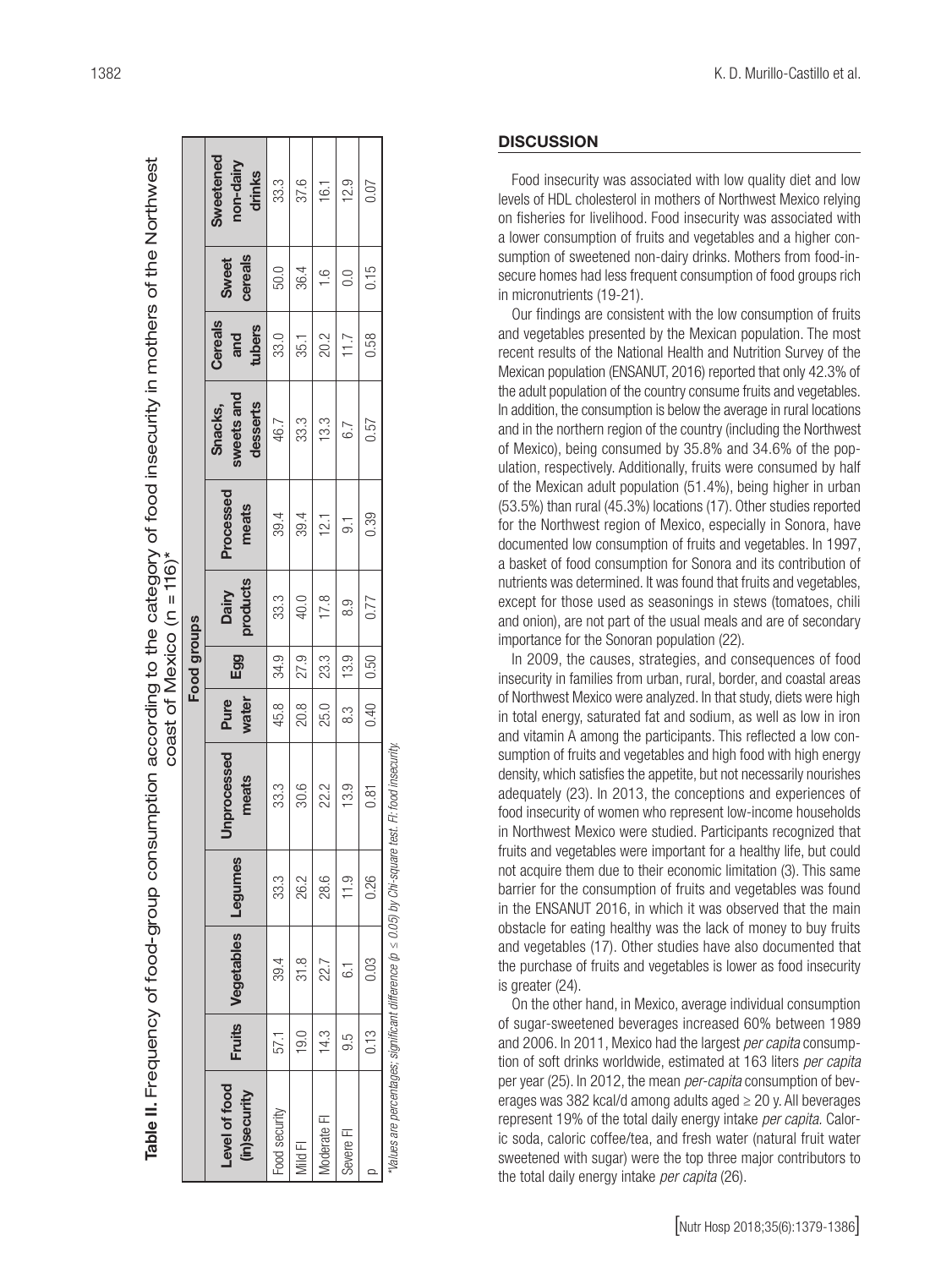**Table II.** Frequency of food-group consumption according to the category of food insecurity in mothers of the Northwest coast of Mexico (n = 116)*

| Level of food (in)security | Food groups | | | | | | | | | | | |
|---|---|---|---|---|---|---|---|---|---|---|---|---|
| | Fruits | Vegetables | Legumes | Unprocessed meats | Pure water | Egg | Dairy products | Processed meats | Snacks, sweets and desserts | Cereals and tubers | Sweet cereals | Sweetened non-dairy drinks |
| Food security | 57.1 | 39.4 | 33.3 | 33.3 | 45.8 | 34.9 | 33.3 | 39.4 | 46.7 | 33.0 | 50.0 | 33.3 |
| Mild FI | 19.0 | 31.8 | 26.2 | 30.6 | 20.8 | 27.9 | 40.0 | 39.4 | 33.3 | 35.1 | 36.4 | 37.6 |
| Moderate FI | 14.3 | 22.7 | 28.6 | 22.2 | 25.0 | 23.3 | 17.8 | 12.1 | 13.3 | 20.2 | 1.6 | 16.1 |
| Severe FI | 9.5 | 6.1 | 11.9 | 13.9 | 8.3 | 13.9 | 8.9 | 9.1 | 6.7 | 11.7 | 0.0 | 12.9 |
| p | 0.13 | 0.03 | 0.26 | 0.81 | 0.40 | 0.50 | 0.77 | 0.39 | 0.57 | 0.58 | 0.15 | 0.07 |

*Values are percentages; significant difference ($p \leq 0.05$) by Chi-square test. FI: food insecurity.

## DISCUSSION

Food insecurity was associated with low quality diet and low levels of HDL cholesterol in mothers of Northwest Mexico relying on fisheries for livelihood. Food insecurity was associated with a lower consumption of fruits and vegetables and a higher consumption of sweetened non-dairy drinks. Mothers from food-insecure homes had less frequent consumption of food groups rich in micronutrients (19-21).

Our findings are consistent with the low consumption of fruits and vegetables presented by the Mexican population. The most recent results of the National Health and Nutrition Survey of the Mexican population (ENSANUT, 2016) reported that only 42.3% of the adult population of the country consume fruits and vegetables. In addition, the consumption is below the average in rural locations and in the northern region of the country (including the Northwest of Mexico), being consumed by 35.8% and 34.6% of the population, respectively. Additionally, fruits were consumed by half of the Mexican adult population (51.4%), being higher in urban (53.5%) than rural (45.3%) locations (17). Other studies reported for the Northwest region of Mexico, especially in Sonora, have documented low consumption of fruits and vegetables. In 1997, a basket of food consumption for Sonora and its contribution of nutrients was determined. It was found that fruits and vegetables, except for those used as seasonings in stews (tomatoes, chili and onion), are not part of the usual meals and are of secondary importance for the Sonoran population (22).

In 2009, the causes, strategies, and consequences of food insecurity in families from urban, rural, border, and coastal areas of Northwest Mexico were analyzed. In that study, diets were high in total energy, saturated fat and sodium, as well as low in iron and vitamin A among the participants. This reflected a low consumption of fruits and vegetables and high food with high energy density, which satisfies the appetite, but not necessarily nourishes adequately (23). In 2013, the conceptions and experiences of food insecurity of women who represent low-income households in Northwest Mexico were studied. Participants recognized that fruits and vegetables were important for a healthy life, but could not acquire them due to their economic limitation (3). This same barrier for the consumption of fruits and vegetables was found in the ENSANUT 2016, in which it was observed that the main obstacle for eating healthy was the lack of money to buy fruits and vegetables (17). Other studies have also documented that the purchase of fruits and vegetables is lower as food insecurity is greater (24).

On the other hand, in Mexico, average individual consumption of sugar-sweetened beverages increased 60% between 1989 and 2006. In 2011, Mexico had the largest *per capita* consumption of soft drinks worldwide, estimated at 163 liters *per capita* per year (25). In 2012, the mean *per-capita* consumption of beverages was 382 kcal/d among adults aged ≥ 20 y. All beverages represent 19% of the total daily energy intake *per capita*. Caloric soda, caloric coffee/tea, and fresh water (natural fruit water sweetened with sugar) were the top three major contributors to the total daily energy intake *per capita* (26).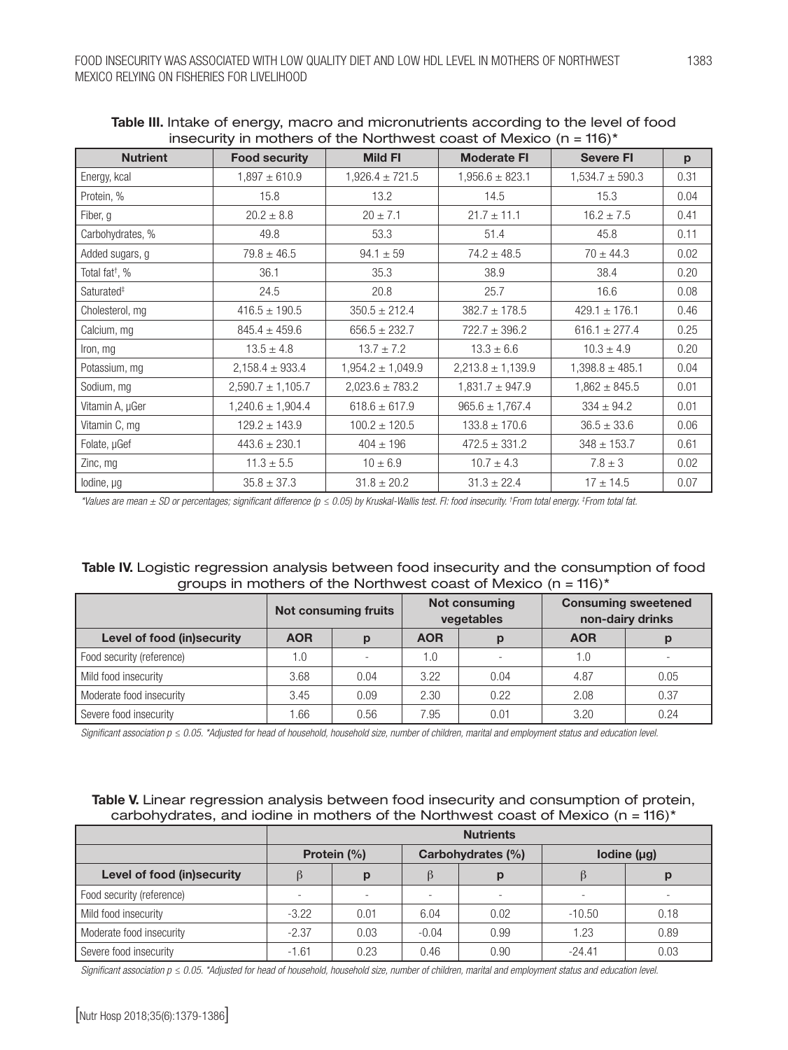**Table III.** Intake of energy, macro and micronutrients according to the level of food insecurity in mothers of the Northwest coast of Mexico (n = 116)*

| Nutrient | Food security | Mild FI | Moderate FI | Severe FI | p |
|---|---|---|---|---|---|
| Energy, kcal | 1,897 ± 610.9 | 1,926.4 ± 721.5 | 1,956.6 ± 823.1 | 1,534.7 ± 590.3 | 0.31 |
| Protein, % | 15.8 | 13.2 | 14.5 | 15.3 | 0.04 |
| Fiber, g | 20.2 ± 8.8 | 20 ± 7.1 | 21.7 ± 11.1 | 16.2 ± 7.5 | 0.41 |
| Carbohydrates, % | 49.8 | 53.3 | 51.4 | 45.8 | 0.11 |
| Added sugars, g | 79.8 ± 46.5 | 94.1 ± 59 | 74.2 ± 48.5 | 70 ± 44.3 | 0.02 |
| Total fat†, % | 36.1 | 35.3 | 38.9 | 38.4 | 0.20 |
| Saturated‡ | 24.5 | 20.8 | 25.7 | 16.6 | 0.08 |
| Cholesterol, mg | 416.5 ± 190.5 | 350.5 ± 212.4 | 382.7 ± 178.5 | 429.1 ± 176.1 | 0.46 |
| Calcium, mg | 845.4 ± 459.6 | 656.5 ± 232.7 | 722.7 ± 396.2 | 616.1 ± 277.4 | 0.25 |
| Iron, mg | 13.5 ± 4.8 | 13.7 ± 7.2 | 13.3 ± 6.6 | 10.3 ± 4.9 | 0.20 |
| Potassium, mg | 2,158.4 ± 933.4 | 1,954.2 ± 1,049.9 | 2,213.8 ± 1,139.9 | 1,398.8 ± 485.1 | 0.04 |
| Sodium, mg | 2,590.7 ± 1,105.7 | 2,023.6 ± 783.2 | 1,831.7 ± 947.9 | 1,862 ± 845.5 | 0.01 |
| Vitamin A, μGer | 1,240.6 ± 1,904.4 | 618.6 ± 617.9 | 965.6 ± 1,767.4 | 334 ± 94.2 | 0.01 |
| Vitamin C, mg | 129.2 ± 143.9 | 100.2 ± 120.5 | 133.8 ± 170.6 | 36.5 ± 33.6 | 0.06 |
| Folate, μGef | 443.6 ± 230.1 | 404 ± 196 | 472.5 ± 331.2 | 348 ± 153.7 | 0.61 |
| Zinc, mg | 11.3 ± 5.5 | 10 ± 6.9 | 10.7 ± 4.3 | 7.8 ± 3 | 0.02 |
| Iodine, μg | 35.8 ± 37.3 | 31.8 ± 20.2 | 31.3 ± 22.4 | 17 ± 14.5 | 0.07 |

*\*Values are mean ± SD or percentages; significant difference (p ≤ 0.05) by Kruskal-Wallis test. FI: food insecurity. †From total energy. ‡From total fat.*

**Table IV.** Logistic regression analysis between food insecurity and the consumption of food groups in mothers of the Northwest coast of Mexico (n = 116)*

| | Not consuming fruits | | Not consuming vegetables | | Consuming sweetened non-dairy drinks | |
|---|---|---|---|---|---|---|
| **Level of food (in)security** | **AOR** | **p** | **AOR** | **p** | **AOR** | **p** |
| Food security (reference) | 1.0 | - | 1.0 | - | 1.0 | - |
| Mild food insecurity | 3.68 | 0.04 | 3.22 | 0.04 | 4.87 | 0.05 |
| Moderate food insecurity | 3.45 | 0.09 | 2.30 | 0.22 | 2.08 | 0.37 |
| Severe food insecurity | 1.66 | 0.56 | 7.95 | 0.01 | 3.20 | 0.24 |

*Significant association p ≤ 0.05. \*Adjusted for head of household, household size, number of children, marital and employment status and education level.*

**Table V.** Linear regression analysis between food insecurity and consumption of protein, carbohydrates, and iodine in mothers of the Northwest coast of Mexico (n = 116)*

| | Nutrients | | | | | |
|---|---|---|---|---|---|---|
| | Protein (%) | | Carbohydrates (%) | | Iodine (μg) | |
| **Level of food (in)security** | **β** | **p** | **β** | **p** | **β** | **p** |
| Food security (reference) | - | - | - | - | - | - |
| Mild food insecurity | -3.22 | 0.01 | 6.04 | 0.02 | -10.50 | 0.18 |
| Moderate food insecurity | -2.37 | 0.03 | -0.04 | 0.99 | 1.23 | 0.89 |
| Severe food insecurity | -1.61 | 0.23 | 0.46 | 0.90 | -24.41 | 0.03 |

*Significant association p ≤ 0.05. \*Adjusted for head of household, household size, number of children, marital and employment status and education level.*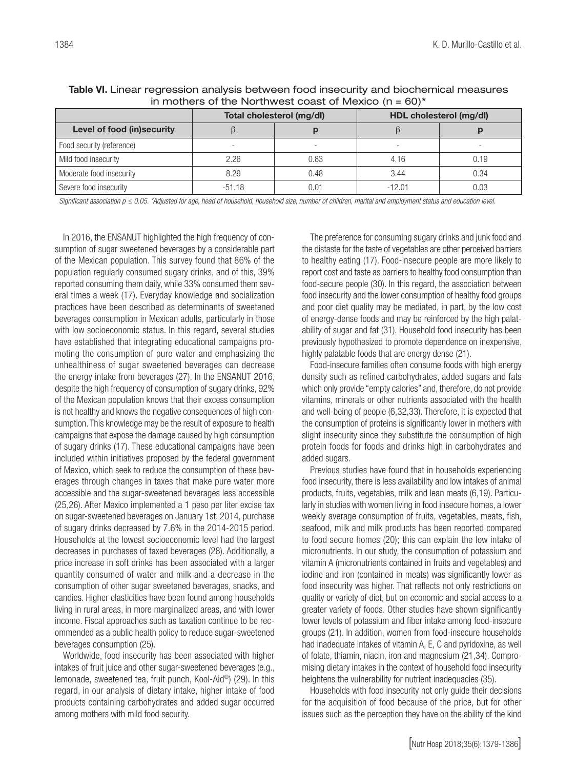**Table VI.** Linear regression analysis between food insecurity and biochemical measures in mothers of the Northwest coast of Mexico (n = 60)*

| | Total cholesterol (mg/dl) | | HDL cholesterol (mg/dl) | |
|---|---|---|---|---|
| **Level of food (in)security** | β | p | β | p |
| Food security (reference) | - | - | - | - |
| Mild food insecurity | 2.26 | 0.83 | 4.16 | 0.19 |
| Moderate food insecurity | 8.29 | 0.48 | 3.44 | 0.34 |
| Severe food insecurity | -51.18 | 0.01 | -12.01 | 0.03 |

*Significant association p ≤ 0.05. *Adjusted for age, head of household, household size, number of children, marital and employment status and education level.*

In 2016, the ENSANUT highlighted the high frequency of consumption of sugar sweetened beverages by a considerable part of the Mexican population. This survey found that 86% of the population regularly consumed sugary drinks, and of this, 39% reported consuming them daily, while 33% consumed them several times a week (17). Everyday knowledge and socialization practices have been described as determinants of sweetened beverages consumption in Mexican adults, particularly in those with low socioeconomic status. In this regard, several studies have established that integrating educational campaigns promoting the consumption of pure water and emphasizing the unhealthiness of sugar sweetened beverages can decrease the energy intake from beverages (27). In the ENSANUT 2016, despite the high frequency of consumption of sugary drinks, 92% of the Mexican population knows that their excess consumption is not healthy and knows the negative consequences of high consumption. This knowledge may be the result of exposure to health campaigns that expose the damage caused by high consumption of sugary drinks (17). These educational campaigns have been included within initiatives proposed by the federal government of Mexico, which seek to reduce the consumption of these beverages through changes in taxes that make pure water more accessible and the sugar-sweetened beverages less accessible (25,26). After Mexico implemented a 1 peso per liter excise tax on sugar-sweetened beverages on January 1st, 2014, purchase of sugary drinks decreased by 7.6% in the 2014-2015 period. Households at the lowest socioeconomic level had the largest decreases in purchases of taxed beverages (28). Additionally, a price increase in soft drinks has been associated with a larger quantity consumed of water and milk and a decrease in the consumption of other sugar sweetened beverages, snacks, and candies. Higher elasticities have been found among households living in rural areas, in more marginalized areas, and with lower income. Fiscal approaches such as taxation continue to be recommended as a public health policy to reduce sugar-sweetened beverages consumption (25).

Worldwide, food insecurity has been associated with higher intakes of fruit juice and other sugar-sweetened beverages (e.g., lemonade, sweetened tea, fruit punch, Kool-Aid®) (29). In this regard, in our analysis of dietary intake, higher intake of food products containing carbohydrates and added sugar occurred among mothers with mild food security.

The preference for consuming sugary drinks and junk food and the distaste for the taste of vegetables are other perceived barriers to healthy eating (17). Food-insecure people are more likely to report cost and taste as barriers to healthy food consumption than food-secure people (30). In this regard, the association between food insecurity and the lower consumption of healthy food groups and poor diet quality may be mediated, in part, by the low cost of energy-dense foods and may be reinforced by the high palatability of sugar and fat (31). Household food insecurity has been previously hypothesized to promote dependence on inexpensive, highly palatable foods that are energy dense (21).

Food-insecure families often consume foods with high energy density such as refined carbohydrates, added sugars and fats which only provide "empty calories" and, therefore, do not provide vitamins, minerals or other nutrients associated with the health and well-being of people (6,32,33). Therefore, it is expected that the consumption of proteins is significantly lower in mothers with slight insecurity since they substitute the consumption of high protein foods for foods and drinks high in carbohydrates and added sugars.

Previous studies have found that in households experiencing food insecurity, there is less availability and low intakes of animal products, fruits, vegetables, milk and lean meats (6,19). Particularly in studies with women living in food insecure homes, a lower weekly average consumption of fruits, vegetables, meats, fish, seafood, milk and milk products has been reported compared to food secure homes (20); this can explain the low intake of micronutrients. In our study, the consumption of potassium and vitamin A (micronutrients contained in fruits and vegetables) and iodine and iron (contained in meats) was significantly lower as food insecurity was higher. That reflects not only restrictions on quality or variety of diet, but on economic and social access to a greater variety of foods. Other studies have shown significantly lower levels of potassium and fiber intake among food-insecure groups (21). In addition, women from food-insecure households had inadequate intakes of vitamin A, E, C and pyridoxine, as well of folate, thiamin, niacin, iron and magnesium (21,34). Compromising dietary intakes in the context of household food insecurity heightens the vulnerability for nutrient inadequacies (35).

Households with food insecurity not only guide their decisions for the acquisition of food because of the price, but for other issues such as the perception they have on the ability of the kind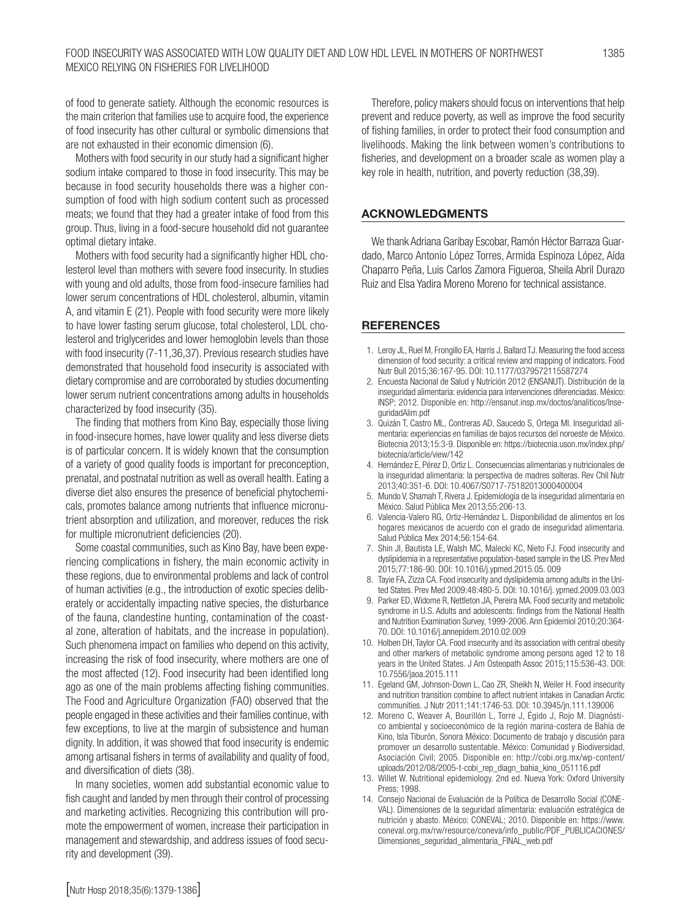of food to generate satiety. Although the economic resources is the main criterion that families use to acquire food, the experience of food insecurity has other cultural or symbolic dimensions that are not exhausted in their economic dimension (6).

Mothers with food security in our study had a significant higher sodium intake compared to those in food insecurity. This may be because in food security households there was a higher consumption of food with high sodium content such as processed meats; we found that they had a greater intake of food from this group. Thus, living in a food-secure household did not guarantee optimal dietary intake.

Mothers with food security had a significantly higher HDL cholesterol level than mothers with severe food insecurity. In studies with young and old adults, those from food-insecure families had lower serum concentrations of HDL cholesterol, albumin, vitamin A, and vitamin E (21). People with food security were more likely to have lower fasting serum glucose, total cholesterol, LDL cholesterol and triglycerides and lower hemoglobin levels than those with food insecurity (7-11,36,37). Previous research studies have demonstrated that household food insecurity is associated with dietary compromise and are corroborated by studies documenting lower serum nutrient concentrations among adults in households characterized by food insecurity (35).

The finding that mothers from Kino Bay, especially those living in food-insecure homes, have lower quality and less diverse diets is of particular concern. It is widely known that the consumption of a variety of good quality foods is important for preconception, prenatal, and postnatal nutrition as well as overall health. Eating a diverse diet also ensures the presence of beneficial phytochemicals, promotes balance among nutrients that influence micronutrient absorption and utilization, and moreover, reduces the risk for multiple micronutrient deficiencies (20).

Some coastal communities, such as Kino Bay, have been experiencing complications in fishery, the main economic activity in these regions, due to environmental problems and lack of control of human activities (e.g., the introduction of exotic species deliberately or accidentally impacting native species, the disturbance of the fauna, clandestine hunting, contamination of the coastal zone, alteration of habitats, and the increase in population). Such phenomena impact on families who depend on this activity, increasing the risk of food insecurity, where mothers are one of the most affected (12). Food insecurity had been identified long ago as one of the main problems affecting fishing communities. The Food and Agriculture Organization (FAO) observed that the people engaged in these activities and their families continue, with few exceptions, to live at the margin of subsistence and human dignity. In addition, it was showed that food insecurity is endemic among artisanal fishers in terms of availability and quality of food, and diversification of diets (38).

In many societies, women add substantial economic value to fish caught and landed by men through their control of processing and marketing activities. Recognizing this contribution will promote the empowerment of women, increase their participation in management and stewardship, and address issues of food security and development (39).

Therefore, policy makers should focus on interventions that help prevent and reduce poverty, as well as improve the food security of fishing families, in order to protect their food consumption and livelihoods. Making the link between women's contributions to fisheries, and development on a broader scale as women play a key role in health, nutrition, and poverty reduction (38,39).

## ACKNOWLEDGMENTS

We thank Adriana Garibay Escobar, Ramón Héctor Barraza Guardado, Marco Antonio López Torres, Armida Espinoza López, Aída Chaparro Peña, Luis Carlos Zamora Figueroa, Sheila Abril Durazo Ruiz and Elsa Yadira Moreno Moreno for technical assistance.

## REFERENCES

1. Leroy JL, Ruel M, Frongillo EA, Harris J, Ballard TJ. Measuring the food access dimension of food security: a critical review and mapping of indicators. Food Nutr Bull 2015;36:167-95. DOI: 10.1177/0379572115587274
2. Encuesta Nacional de Salud y Nutrición 2012 (ENSANUT). Distribución de la inseguridad alimentaria: evidencia para intervenciones diferenciadas. México: INSP; 2012. Disponible en: http://ensanut.insp.mx/doctos/analiticos/InseguridadAlim.pdf
3. Quizán T, Castro ML, Contreras AD, Saucedo S, Ortega MI. Inseguridad alimentaria: experiencias en familias de bajos recursos del noroeste de México. Biotecnia 2013;15:3-9. Disponible en: https://biotecnia.uson.mx/index.php/biotecnia/article/view/142
4. Hernández E, Pérez D, Ortiz L. Consecuencias alimentarias y nutricionales de la inseguridad alimentaria: la perspectiva de madres solteras. Rev Chil Nutr 2013;40:351-6. DOI: 10.4067/S0717-75182013000400004
5. Mundo V, Shamah T, Rivera J. Epidemiología de la inseguridad alimentaria en México. Salud Pública Mex 2013;55:206-13.
6. Valencia-Valero RG, Ortiz-Hernández L. Disponibilidad de alimentos en los hogares mexicanos de acuerdo con el grado de inseguridad alimentaria. Salud Pública Mex 2014;56:154-64.
7. Shin JI, Bautista LE, Walsh MC, Malecki KC, Nieto FJ. Food insecurity and dyslipidemia in a representative population-based sample in the US. Prev Med 2015;77:186-90. DOI: 10.1016/j.ypmed.2015.05. 009
8. Tayie FA, Zizza CA. Food insecurity and dyslipidemia among adults in the United States. Prev Med 2009:48:480-5. DOI: 10.1016/j. ypmed.2009.03.003
9. Parker ED, Widome R, Nettleton JA, Pereira MA. Food security and metabolic syndrome in U.S. Adults and adolescents: findings from the National Health and Nutrition Examination Survey, 1999-2006. Ann Epidemiol 2010;20:364-70. DOI: 10.1016/j.annepidem.2010.02.009
10. Holben DH, Taylor CA. Food insecurity and its association with central obesity and other markers of metabolic syndrome among persons aged 12 to 18 years in the United States. J Am Osteopath Assoc 2015;115:536-43. DOI: 10.7556/jaoa.2015.111
11. Egeland GM, Johnson-Down L, Cao ZR, Sheikh N, Weiler H. Food insecurity and nutrition transition combine to affect nutrient intakes in Canadian Arctic communities. J Nutr 2011;141:1746-53. DOI: 10.3945/jn.111.139006
12. Moreno C, Weaver A, Bourillón L, Torre J, Égido J, Rojo M. Diagnóstico ambiental y socioeconómico de la región marina-costera de Bahía de Kino, Isla Tiburón, Sonora México: Documento de trabajo y discusión para promover un desarrollo sustentable. México: Comunidad y Biodiversidad, Asociación Civil; 2005. Disponible en: http://cobi.org.mx/wp-content/uploads/2012/08/2005-t-cobi_rep_diagn_bahia_kino_051116.pdf
13. Willet W. Nutritional epidemiology. 2nd ed. Nueva York: Oxford University Press; 1998.
14. Consejo Nacional de Evaluación de la Política de Desarrollo Social (CONEVAL). Dimensiones de la seguridad alimentaria: evaluación estratégica de nutrición y abasto. México: CONEVAL; 2010. Disponible en: https://www.coneval.org.mx/rw/resource/coneval/info_public/PDF_PUBLICACIONES/Dimensiones_seguridad_alimentaria_FINAL_web.pdf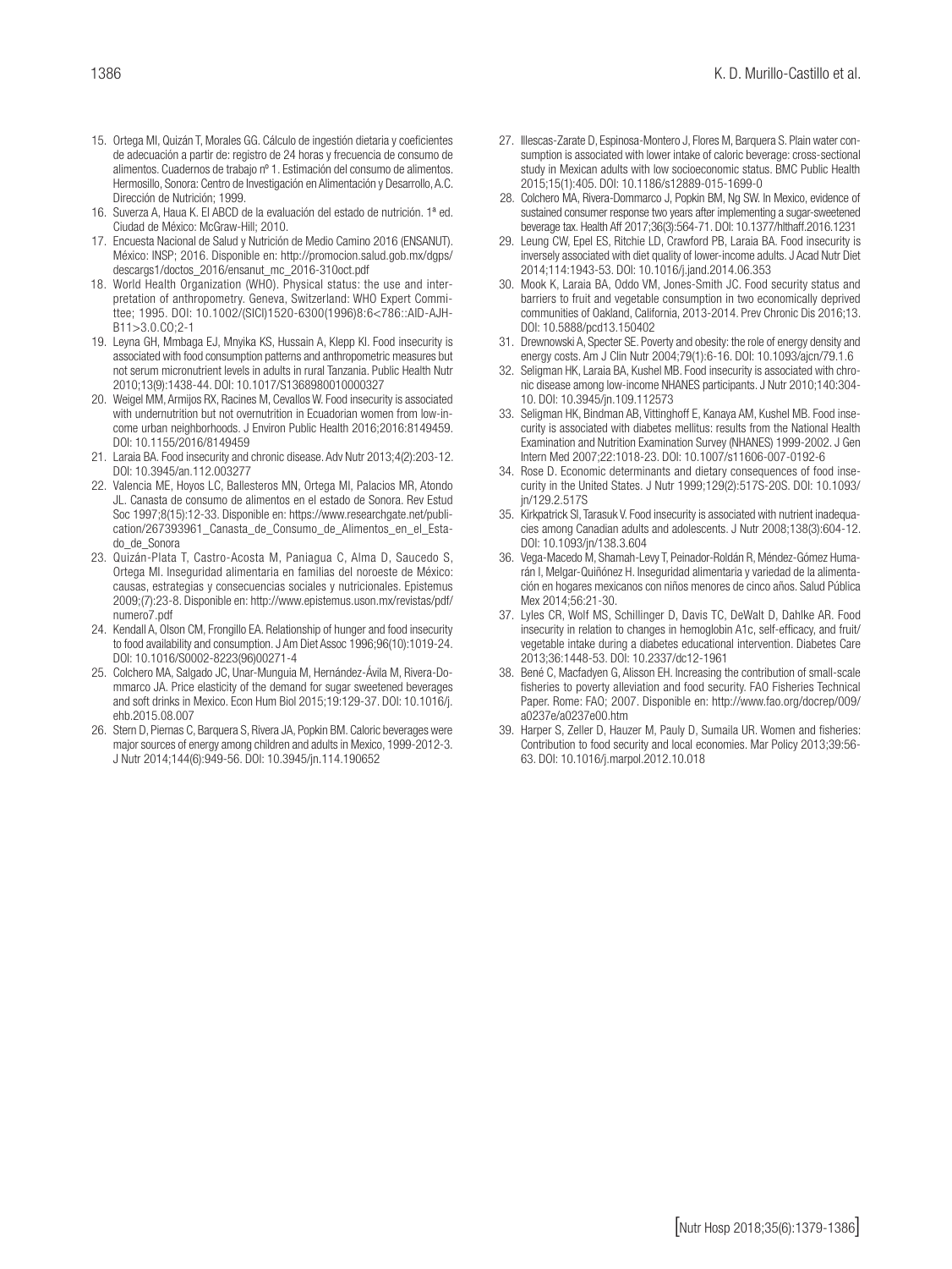15. Ortega MI, Quizán T, Morales GG. Cálculo de ingestión dietaria y coeficientes de adecuación a partir de: registro de 24 horas y frecuencia de consumo de alimentos. Cuadernos de trabajo nº 1. Estimación del consumo de alimentos. Hermosillo, Sonora: Centro de Investigación en Alimentación y Desarrollo, A.C. Dirección de Nutrición; 1999.
16. Suverza A, Haua K. El ABCD de la evaluación del estado de nutrición. 1ª ed. Ciudad de México: McGraw-Hill; 2010.
17. Encuesta Nacional de Salud y Nutrición de Medio Camino 2016 (ENSANUT). México: INSP; 2016. Disponible en: http://promocion.salud.gob.mx/dgps/descargs1/doctos_2016/ensanut_mc_2016-310oct.pdf
18. World Health Organization (WHO). Physical status: the use and interpretation of anthropometry. Geneva, Switzerland: WHO Expert Committee; 1995. DOI: 10.1002/(SICI)1520-6300(1996)8:6<786::AID-AJHB11>3.0.CO;2-1
19. Leyna GH, Mmbaga EJ, Mnyika KS, Hussain A, Klepp KI. Food insecurity is associated with food consumption patterns and anthropometric measures but not serum micronutrient levels in adults in rural Tanzania. Public Health Nutr 2010;13(9):1438-44. DOI: 10.1017/S1368980010000327
20. Weigel MM, Armijos RX, Racines M, Cevallos W. Food insecurity is associated with undernutrition but not overnutrition in Ecuadorian women from low-income urban neighborhoods. J Environ Public Health 2016;2016:8149459. DOI: 10.1155/2016/8149459
21. Laraia BA. Food insecurity and chronic disease. Adv Nutr 2013;4(2):203-12. DOI: 10.3945/an.112.003277
22. Valencia ME, Hoyos LC, Ballesteros MN, Ortega MI, Palacios MR, Atondo JL. Canasta de consumo de alimentos en el estado de Sonora. Rev Estud Soc 1997;8(15):12-33. Disponible en: https://www.researchgate.net/publication/267393961_Canasta_de_Consumo_de_Alimentos_en_el_Estado_de_Sonora
23. Quizán-Plata T, Castro-Acosta M, Paniagua C, Alma D, Saucedo S, Ortega MI. Inseguridad alimentaria en familias del noroeste de México: causas, estrategias y consecuencias sociales y nutricionales. Epistemus 2009;(7):23-8. Disponible en: http://www.epistemus.uson.mx/revistas/pdf/numero7.pdf
24. Kendall A, Olson CM, Frongillo EA. Relationship of hunger and food insecurity to food availability and consumption. J Am Diet Assoc 1996;96(10):1019-24. DOI: 10.1016/S0002-8223(96)00271-4
25. Colchero MA, Salgado JC, Unar-Munguía M, Hernández-Ávila M, Rivera-Dommarco JA. Price elasticity of the demand for sugar sweetened beverages and soft drinks in Mexico. Econ Hum Biol 2015;19:129-37. DOI: 10.1016/j.ehb.2015.08.007
26. Stern D, Piernas C, Barquera S, Rivera JA, Popkin BM. Caloric beverages were major sources of energy among children and adults in Mexico, 1999-2012-3. J Nutr 2014;144(6):949-56. DOI: 10.3945/jn.114.190652
27. Illescas-Zarate D, Espinosa-Montero J, Flores M, Barquera S. Plain water consumption is associated with lower intake of caloric beverage: cross-sectional study in Mexican adults with low socioeconomic status. BMC Public Health 2015;15(1):405. DOI: 10.1186/s12889-015-1699-0
28. Colchero MA, Rivera-Dommarco J, Popkin BM, Ng SW. In Mexico, evidence of sustained consumer response two years after implementing a sugar-sweetened beverage tax. Health Aff 2017;36(3):564-71. DOI: 10.1377/hlthaff.2016.1231
29. Leung CW, Epel ES, Ritchie LD, Crawford PB, Laraia BA. Food insecurity is inversely associated with diet quality of lower-income adults. J Acad Nutr Diet 2014;114:1943-53. DOI: 10.1016/j.jand.2014.06.353
30. Mook K, Laraia BA, Oddo VM, Jones-Smith JC. Food security status and barriers to fruit and vegetable consumption in two economically deprived communities of Oakland, California, 2013-2014. Prev Chronic Dis 2016;13. DOI: 10.5888/pcd13.150402
31. Drewnowski A, Specter SE. Poverty and obesity: the role of energy density and energy costs. Am J Clin Nutr 2004;79(1):6-16. DOI: 10.1093/ajcn/79.1.6
32. Seligman HK, Laraia BA, Kushel MB. Food insecurity is associated with chronic disease among low-income NHANES participants. J Nutr 2010;140:304-10. DOI: 10.3945/jn.109.112573
33. Seligman HK, Bindman AB, Vittinghoff E, Kanaya AM, Kushel MB. Food insecurity is associated with diabetes mellitus: results from the National Health Examination and Nutrition Examination Survey (NHANES) 1999-2002. J Gen Intern Med 2007;22:1018-23. DOI: 10.1007/s11606-007-0192-6
34. Rose D. Economic determinants and dietary consequences of food insecurity in the United States. J Nutr 1999;129(2):517S-20S. DOI: 10.1093/jn/129.2.517S
35. Kirkpatrick SI, Tarasuk V. Food insecurity is associated with nutrient inadequacies among Canadian adults and adolescents. J Nutr 2008;138(3):604-12. DOI: 10.1093/jn/138.3.604
36. Vega-Macedo M, Shamah-Levy T, Peinador-Roldán R, Méndez-Gómez Humarán I, Melgar-Quiñónez H. Inseguridad alimentaria y variedad de la alimentación en hogares mexicanos con niños menores de cinco años. Salud Pública Mex 2014;56:21-30.
37. Lyles CR, Wolf MS, Schillinger D, Davis TC, DeWalt D, Dahlke AR. Food insecurity in relation to changes in hemoglobin A1c, self-efficacy, and fruit/vegetable intake during a diabetes educational intervention. Diabetes Care 2013;36:1448-53. DOI: 10.2337/dc12-1961
38. Bené C, Macfadyen G, Alisson EH. Increasing the contribution of small-scale fisheries to poverty alleviation and food security. FAO Fisheries Technical Paper. Rome: FAO; 2007. Disponible en: http://www.fao.org/docrep/009/a0237e/a0237e00.htm
39. Harper S, Zeller D, Hauzer M, Pauly D, Sumaila UR. Women and fisheries: Contribution to food security and local economies. Mar Policy 2013;39:56-63. DOI: 10.1016/j.marpol.2012.10.018